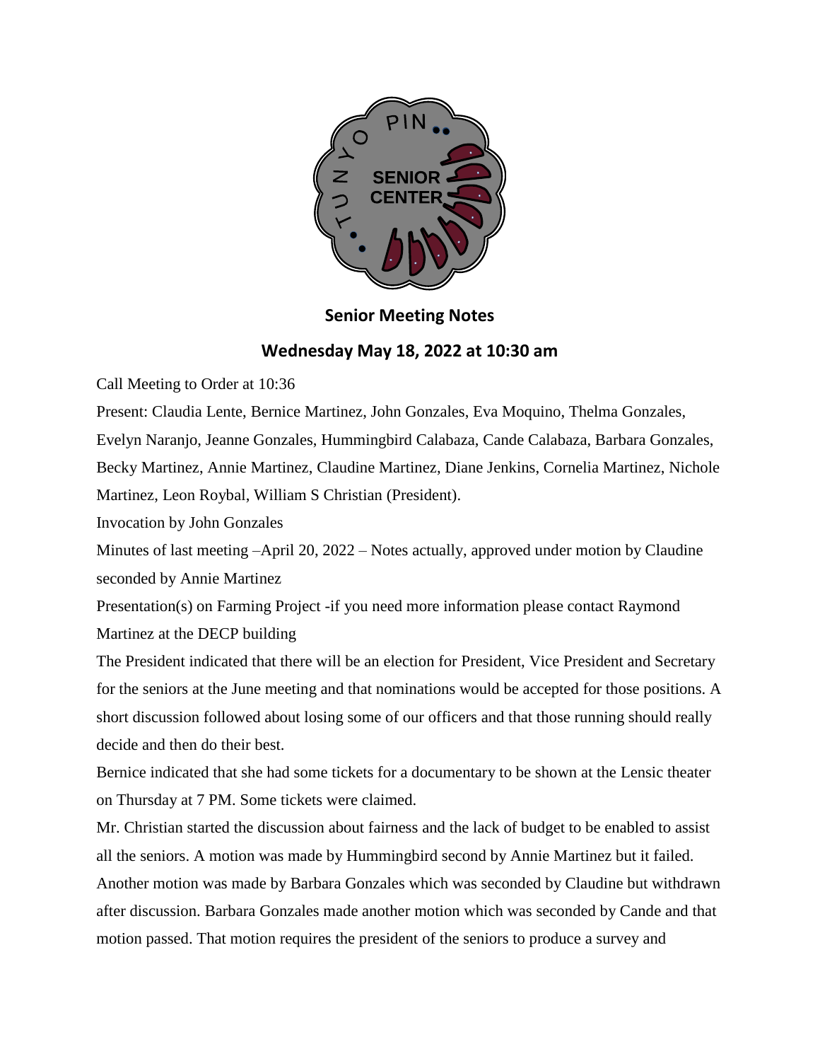## Senior Meeting Notes

### Wednesday May 18, 2022 at 10:30 am

Call Meeting to Order at 10:36

Present: Claudia Lente, Bernice Martinez, John Gonzales, Eva Moquino, Thelma Gonzales, Evelyn Naranjo, Jeanne Gonzales, Hummingbird Calabaza, Cande Calabaza, Barbara Gonzales, Becky Martinez, Annie Martinez, Claudine Martinez, Diane Jenkins, Cornelia Martinez, Nichole Martinez, Leon Roybal, William S Christian (President).

Invocation by John Gonzales

Minutes of last meeting –April 20, 2022 – Notes actually, approved under motion by Claudine seconded by Annie Martinez

Presentation(s) on Farming Project -if you need more information please contact Raymond Martinez at the DECP building

The President indicated that there will be an election for President, Vice President and Secretary for the seniors at the June meeting and that nominations would be accepted for those positions. A short discussion followed about losing some of our officers and that those running should really decide and then do their best.

Bernice indicated that she had some tickets for a documentary to be shown at the Lensic theater on Thursday at 7 PM. Some tickets were claimed.

Mr. Christian started the discussion about fairness and the lack of budget to be enabled to assist all the seniors. A motion was made by Hummingbird second by Annie Martinez but it failed. Another motion was made by Barbara Gonzales which was seconded by Claudine but withdrawn after discussion. Barbara Gonzales made another motion which was seconded by Cande and that motion passed. That motion requires the president of the seniors to produce a survey and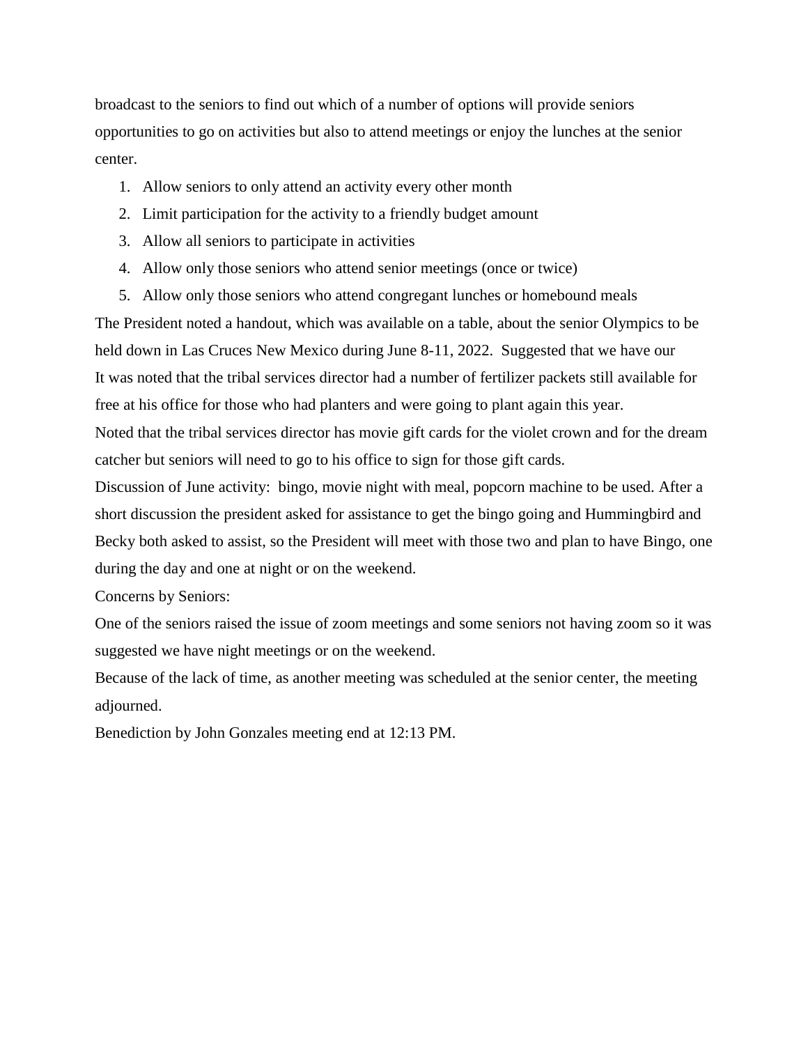broadcast to the seniors to find out which of a number of options will provide seniors opportunities to go on activities but also to attend meetings or enjoy the lunches at the senior center.

1. Allow seniors to only attend an activity every other month
2. Limit participation for the activity to a friendly budget amount
3. Allow all seniors to participate in activities
4. Allow only those seniors who attend senior meetings (once or twice)
5. Allow only those seniors who attend congregant lunches or homebound meals

The President noted a handout, which was available on a table, about the senior Olympics to be held down in Las Cruces New Mexico during June 8-11, 2022. Suggested that we have our

It was noted that the tribal services director had a number of fertilizer packets still available for free at his office for those who had planters and were going to plant again this year.

Noted that the tribal services director has movie gift cards for the violet crown and for the dream catcher but seniors will need to go to his office to sign for those gift cards.

Discussion of June activity: bingo, movie night with meal, popcorn machine to be used. After a short discussion the president asked for assistance to get the bingo going and Hummingbird and Becky both asked to assist, so the President will meet with those two and plan to have Bingo, one during the day and one at night or on the weekend.

Concerns by Seniors:

One of the seniors raised the issue of zoom meetings and some seniors not having zoom so it was suggested we have night meetings or on the weekend.

Because of the lack of time, as another meeting was scheduled at the senior center, the meeting adjourned.

Benediction by John Gonzales meeting end at 12:13 PM.